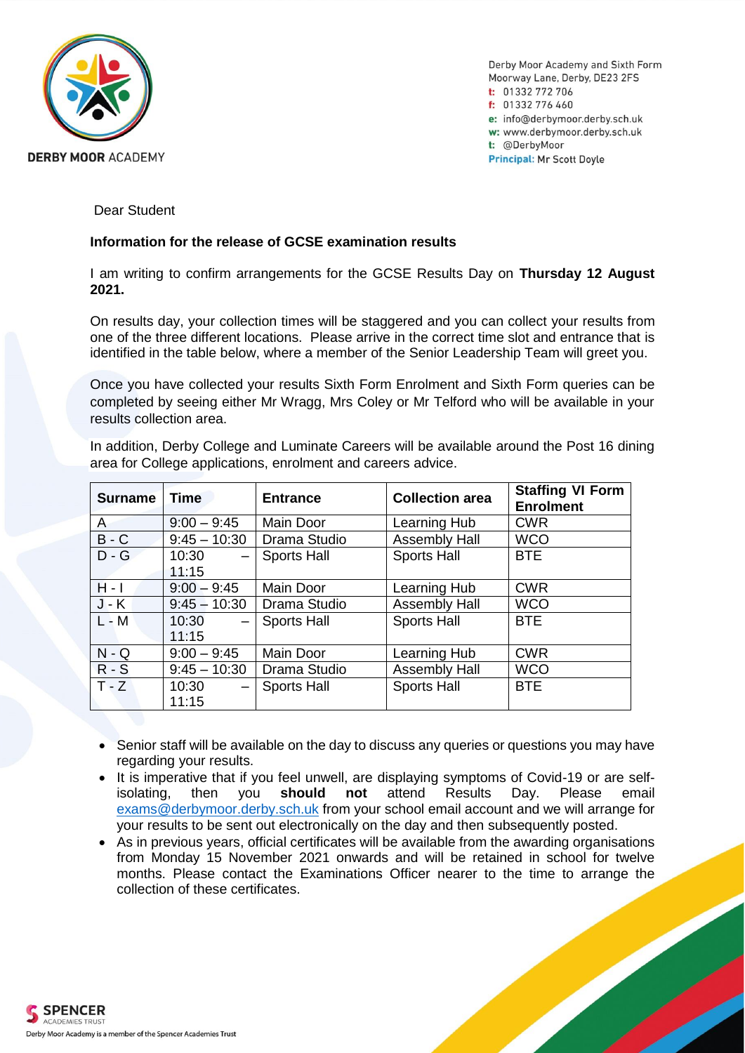**DERBY MOOR ACADEMY**

Derby Moor Academy and Sixth Form
Moorway Lane, Derby, DE23 2FS
t: 01332 772 706
f: 01332 776 460
e: info@derbymoor.derby.sch.uk
w: www.derbymoor.derby.sch.uk
t: @DerbyMoor
**Principal:** Mr Scott Doyle

Dear Student

**Information for the release of GCSE examination results**

I am writing to confirm arrangements for the GCSE Results Day on **Thursday 12 August 2021.**

On results day, your collection times will be staggered and you can collect your results from one of the three different locations. Please arrive in the correct time slot and entrance that is identified in the table below, where a member of the Senior Leadership Team will greet you.

Once you have collected your results Sixth Form Enrolment and Sixth Form queries can be completed by seeing either Mr Wragg, Mrs Coley or Mr Telford who will be available in your results collection area.

In addition, Derby College and Luminate Careers will be available around the Post 16 dining area for College applications, enrolment and careers advice.

| Surname | Time | Entrance | Collection area | Staffing VI Form Enrolment |
|---|---|---|---|---|
| A | 9:00 – 9:45 | Main Door | Learning Hub | CWR |
| B - C | 9:45 – 10:30 | Drama Studio | Assembly Hall | WCO |
| D - G | 10:30 – 11:15 | Sports Hall | Sports Hall | BTE |
| H - I | 9:00 – 9:45 | Main Door | Learning Hub | CWR |
| J - K | 9:45 – 10:30 | Drama Studio | Assembly Hall | WCO |
| L - M | 10:30 – 11:15 | Sports Hall | Sports Hall | BTE |
| N - Q | 9:00 – 9:45 | Main Door | Learning Hub | CWR |
| R - S | 9:45 – 10:30 | Drama Studio | Assembly Hall | WCO |
| T - Z | 10:30 – 11:15 | Sports Hall | Sports Hall | BTE |

- Senior staff will be available on the day to discuss any queries or questions you may have regarding your results.
- It is imperative that if you feel unwell, are displaying symptoms of Covid-19 or are self-isolating, then you **should not** attend Results Day. Please email exams@derbymoor.derby.sch.uk from your school email account and we will arrange for your results to be sent out electronically on the day and then subsequently posted.
- As in previous years, official certificates will be available from the awarding organisations from Monday 15 November 2021 onwards and will be retained in school for twelve months. Please contact the Examinations Officer nearer to the time to arrange the collection of these certificates.

SPENCER ACADEMIES TRUST
Derby Moor Academy is a member of the Spencer Academies Trust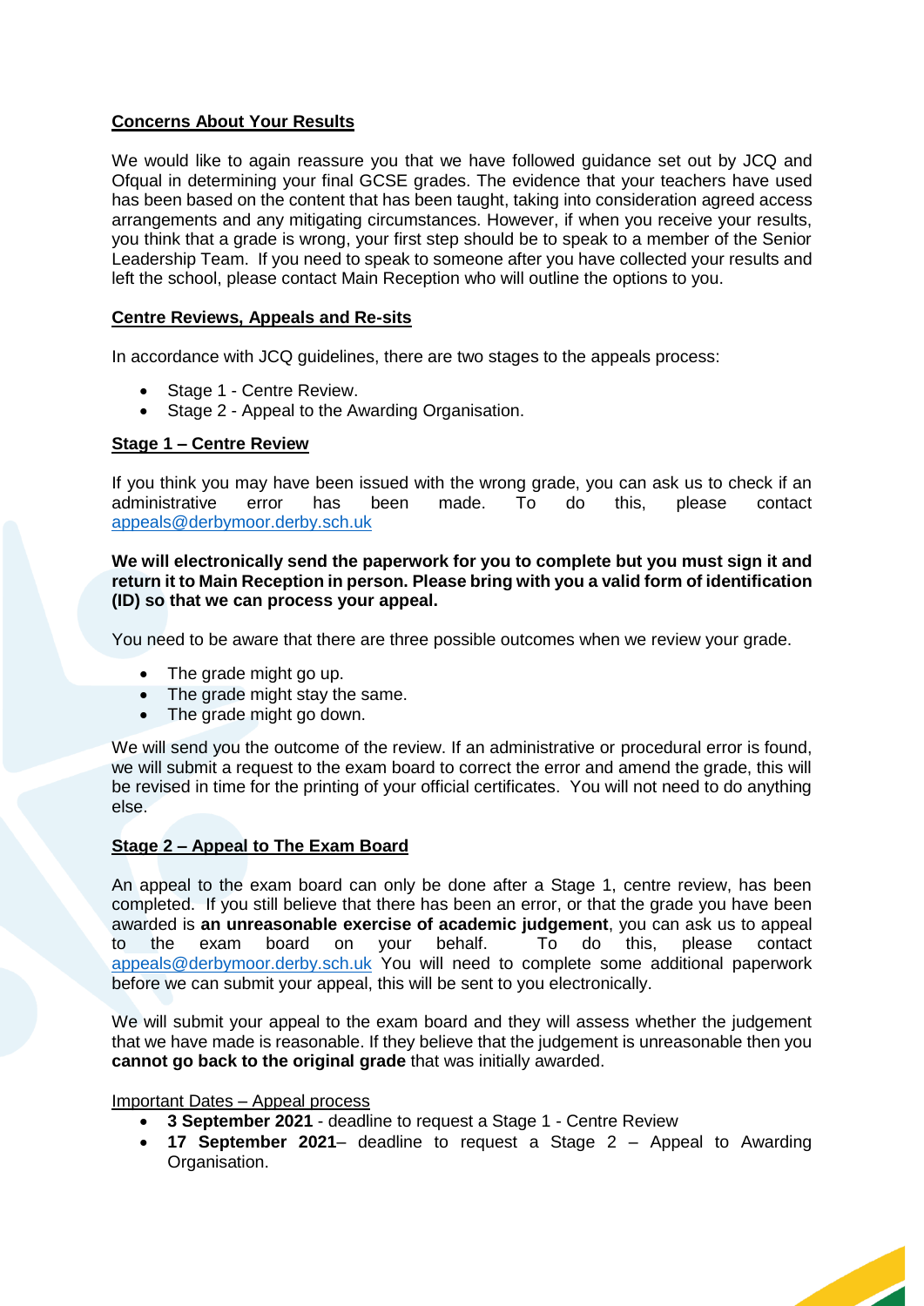## Concerns About Your Results

We would like to again reassure you that we have followed guidance set out by JCQ and Ofqual in determining your final GCSE grades. The evidence that your teachers have used has been based on the content that has been taught, taking into consideration agreed access arrangements and any mitigating circumstances. However, if when you receive your results, you think that a grade is wrong, your first step should be to speak to a member of the Senior Leadership Team. If you need to speak to someone after you have collected your results and left the school, please contact Main Reception who will outline the options to you.

## Centre Reviews, Appeals and Re-sits

In accordance with JCQ guidelines, there are two stages to the appeals process:

- Stage 1 - Centre Review.
- Stage 2 - Appeal to the Awarding Organisation.

## Stage 1 – Centre Review

If you think you may have been issued with the wrong grade, you can ask us to check if an administrative error has been made. To do this, please contact appeals@derbymoor.derby.sch.uk

**We will electronically send the paperwork for you to complete but you must sign it and return it to Main Reception in person. Please bring with you a valid form of identification (ID) so that we can process your appeal.**

You need to be aware that there are three possible outcomes when we review your grade.

- The grade might go up.
- The grade might stay the same.
- The grade might go down.

We will send you the outcome of the review. If an administrative or procedural error is found, we will submit a request to the exam board to correct the error and amend the grade, this will be revised in time for the printing of your official certificates. You will not need to do anything else.

## Stage 2 – Appeal to The Exam Board

An appeal to the exam board can only be done after a Stage 1, centre review, has been completed. If you still believe that there has been an error, or that the grade you have been awarded is **an unreasonable exercise of academic judgement**, you can ask us to appeal to the exam board on your behalf. To do this, please contact appeals@derbymoor.derby.sch.uk You will need to complete some additional paperwork before we can submit your appeal, this will be sent to you electronically.

We will submit your appeal to the exam board and they will assess whether the judgement that we have made is reasonable. If they believe that the judgement is unreasonable then you **cannot go back to the original grade** that was initially awarded.

Important Dates – Appeal process

- **3 September 2021** - deadline to request a Stage 1 - Centre Review
- **17 September 2021**– deadline to request a Stage 2 – Appeal to Awarding Organisation.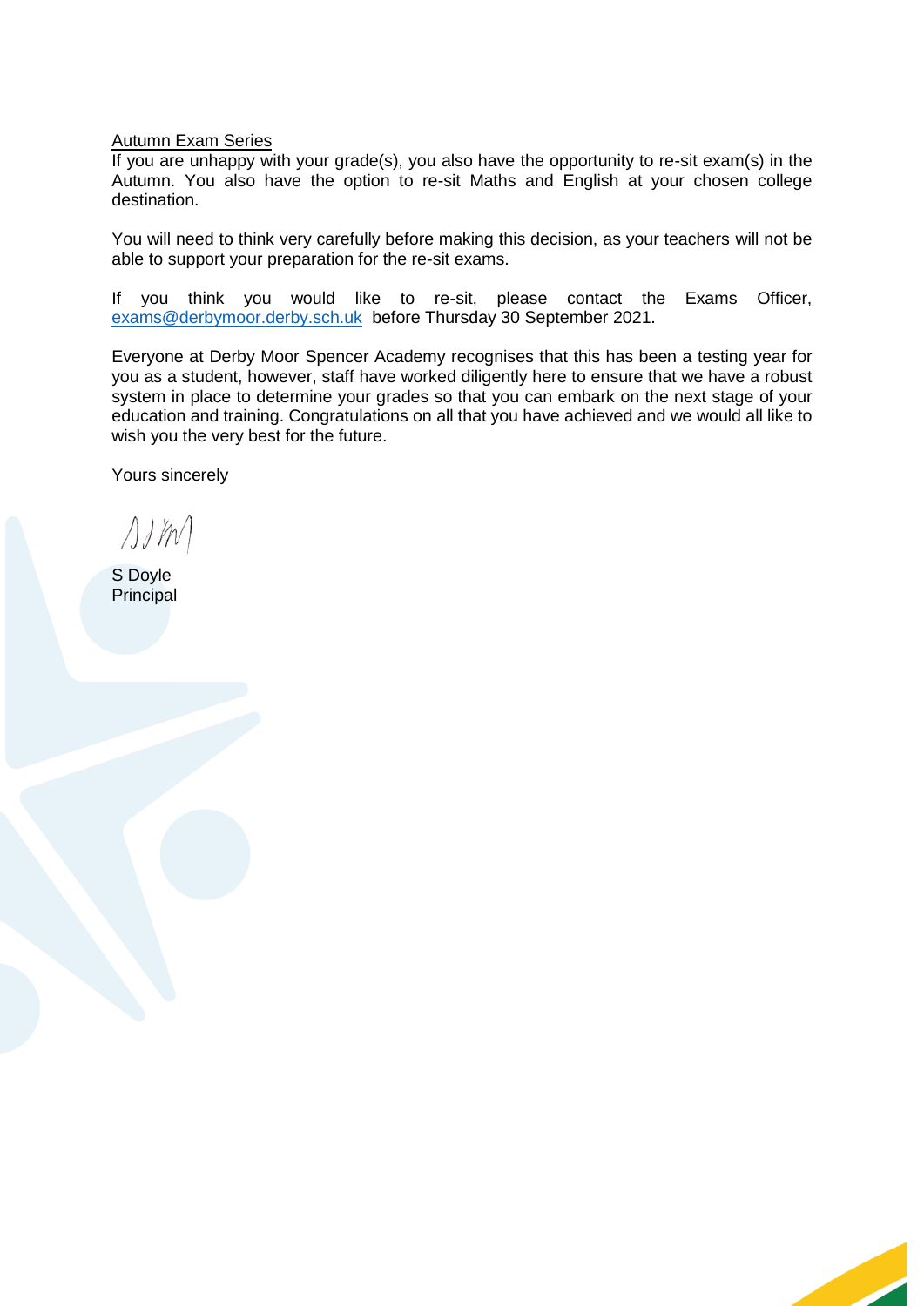Autumn Exam Series

If you are unhappy with your grade(s), you also have the opportunity to re-sit exam(s) in the Autumn. You also have the option to re-sit Maths and English at your chosen college destination.

You will need to think very carefully before making this decision, as your teachers will not be able to support your preparation for the re-sit exams.

If you think you would like to re-sit, please contact the Exams Officer, exams@derbymoor.derby.sch.uk before Thursday 30 September 2021.

Everyone at Derby Moor Spencer Academy recognises that this has been a testing year for you as a student, however, staff have worked diligently here to ensure that we have a robust system in place to determine your grades so that you can embark on the next stage of your education and training. Congratulations on all that you have achieved and we would all like to wish you the very best for the future.

Yours sincerely

S Doyle
Principal